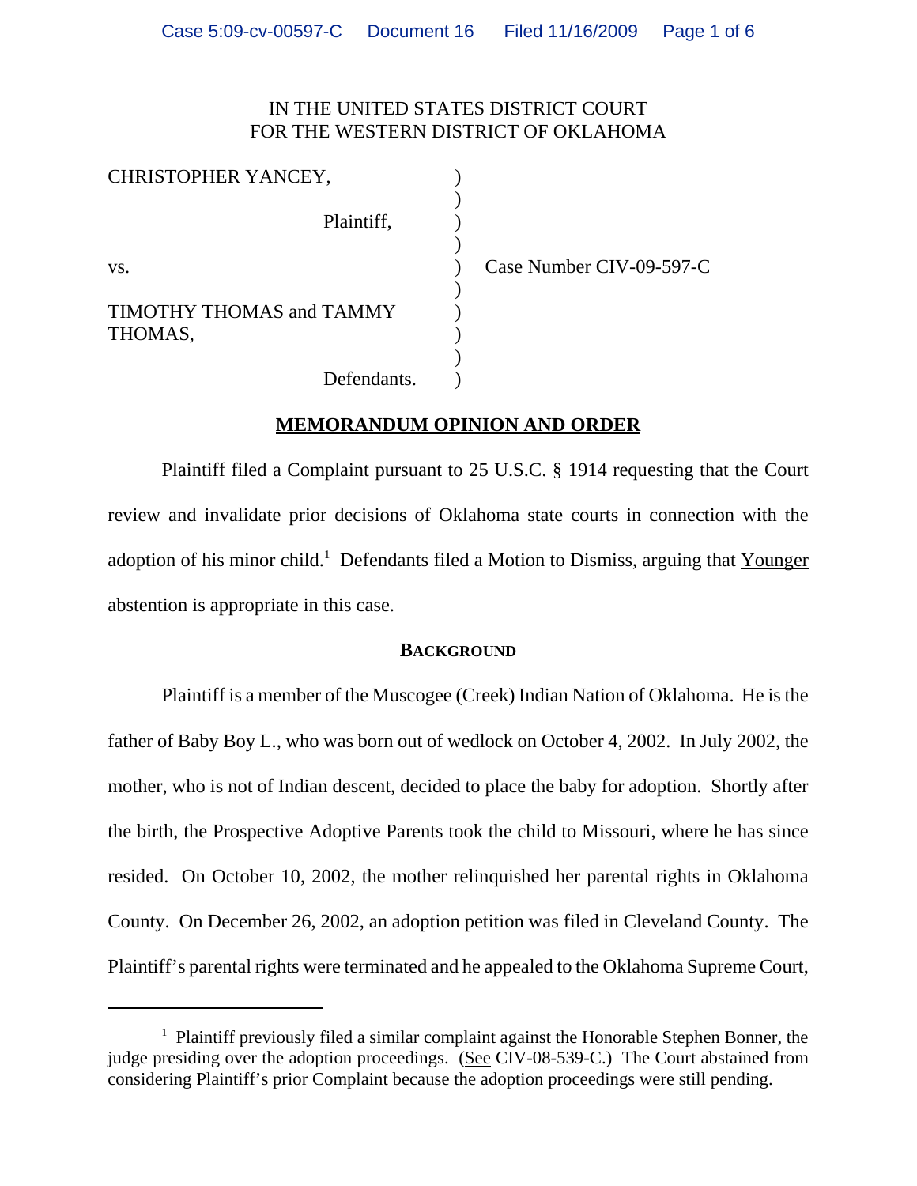IN THE UNITED STATES DISTRICT COURT
FOR THE WESTERN DISTRICT OF OKLAHOMA

CHRISTOPHER YANCEY, )
)
Plaintiff, )
)
vs. ) Case Number CIV-09-597-C
)
TIMOTHY THOMAS and TAMMY THOMAS, )
)
Defendants. )

## MEMORANDUM OPINION AND ORDER

Plaintiff filed a Complaint pursuant to 25 U.S.C. § 1914 requesting that the Court review and invalidate prior decisions of Oklahoma state courts in connection with the adoption of his minor child.[1] Defendants filed a Motion to Dismiss, arguing that Younger abstention is appropriate in this case.

### BACKGROUND

Plaintiff is a member of the Muscogee (Creek) Indian Nation of Oklahoma. He is the father of Baby Boy L., who was born out of wedlock on October 4, 2002. In July 2002, the mother, who is not of Indian descent, decided to place the baby for adoption. Shortly after the birth, the Prospective Adoptive Parents took the child to Missouri, where he has since resided. On October 10, 2002, the mother relinquished her parental rights in Oklahoma County. On December 26, 2002, an adoption petition was filed in Cleveland County. The Plaintiff's parental rights were terminated and he appealed to the Oklahoma Supreme Court,

---

[1] Plaintiff previously filed a similar complaint against the Honorable Stephen Bonner, the judge presiding over the adoption proceedings. (See CIV-08-539-C.) The Court abstained from considering Plaintiff's prior Complaint because the adoption proceedings were still pending.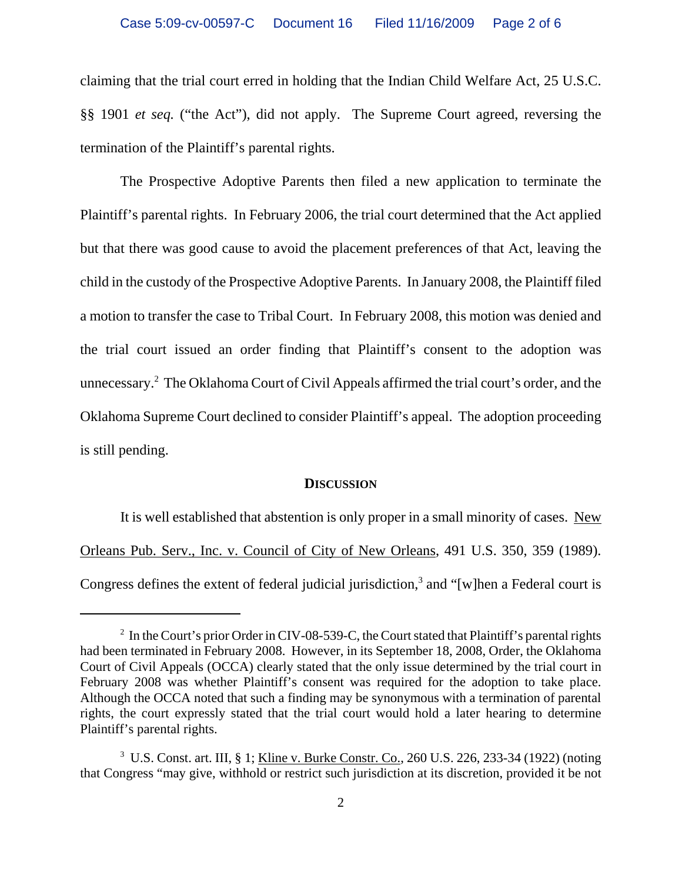claiming that the trial court erred in holding that the Indian Child Welfare Act, 25 U.S.C. §§ 1901 *et seq.* ("the Act"), did not apply. The Supreme Court agreed, reversing the termination of the Plaintiff's parental rights.

The Prospective Adoptive Parents then filed a new application to terminate the Plaintiff's parental rights. In February 2006, the trial court determined that the Act applied but that there was good cause to avoid the placement preferences of that Act, leaving the child in the custody of the Prospective Adoptive Parents. In January 2008, the Plaintiff filed a motion to transfer the case to Tribal Court. In February 2008, this motion was denied and the trial court issued an order finding that Plaintiff's consent to the adoption was unnecessary.[2] The Oklahoma Court of Civil Appeals affirmed the trial court's order, and the Oklahoma Supreme Court declined to consider Plaintiff's appeal. The adoption proceeding is still pending.

**DISCUSSION**

It is well established that abstention is only proper in a small minority of cases. New Orleans Pub. Serv., Inc. v. Council of City of New Orleans, 491 U.S. 350, 359 (1989). Congress defines the extent of federal judicial jurisdiction,[3] and "[w]hen a Federal court is

---

[2] In the Court's prior Order in CIV-08-539-C, the Court stated that Plaintiff's parental rights had been terminated in February 2008. However, in its September 18, 2008, Order, the Oklahoma Court of Civil Appeals (OCCA) clearly stated that the only issue determined by the trial court in February 2008 was whether Plaintiff's consent was required for the adoption to take place. Although the OCCA noted that such a finding may be synonymous with a termination of parental rights, the court expressly stated that the trial court would hold a later hearing to determine Plaintiff's parental rights.

[3] U.S. Const. art. III, § 1; Kline v. Burke Constr. Co., 260 U.S. 226, 233-34 (1922) (noting that Congress "may give, withhold or restrict such jurisdiction at its discretion, provided it be not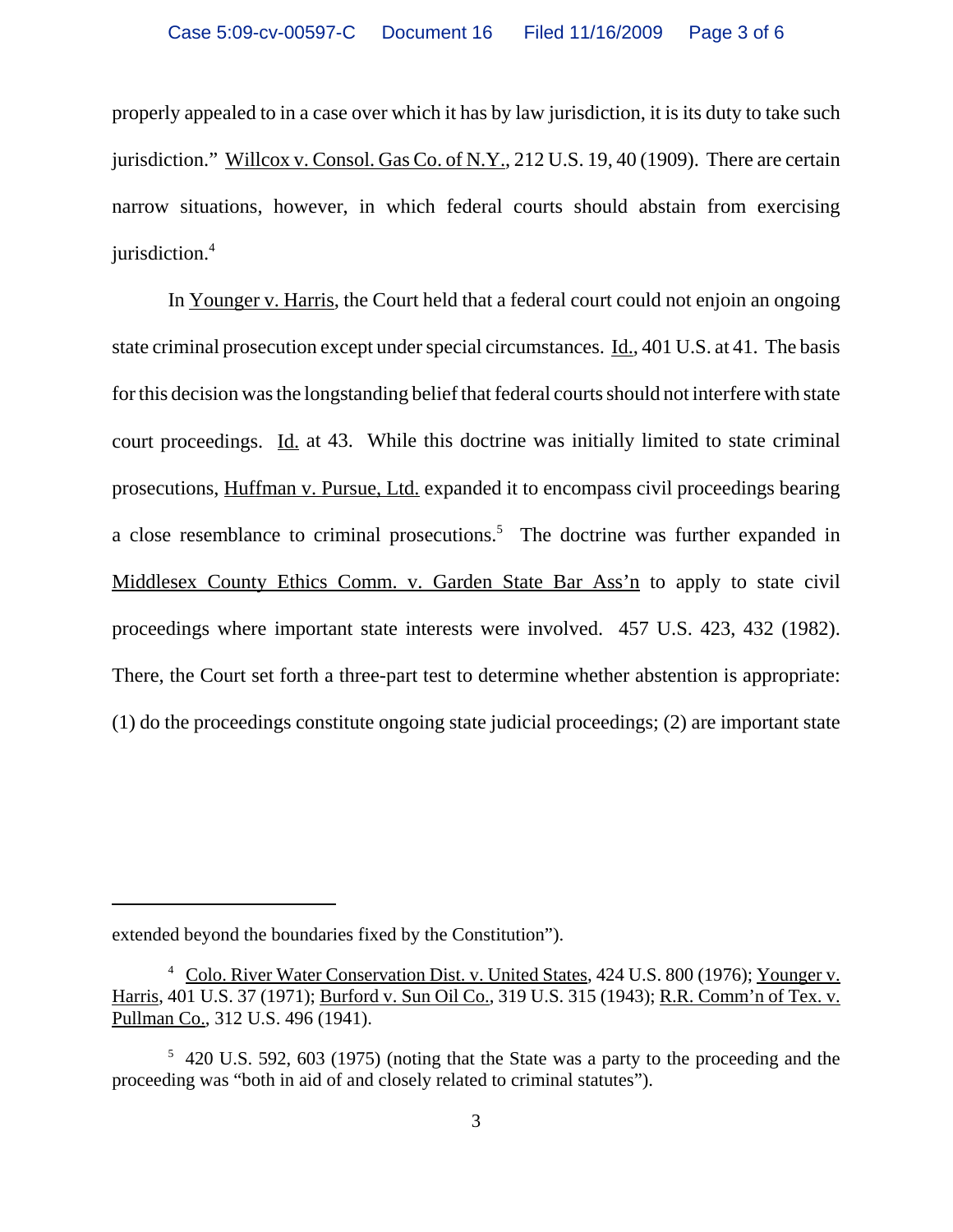properly appealed to in a case over which it has by law jurisdiction, it is its duty to take such jurisdiction." Willcox v. Consol. Gas Co. of N.Y., 212 U.S. 19, 40 (1909). There are certain narrow situations, however, in which federal courts should abstain from exercising jurisdiction.[4]

In Younger v. Harris, the Court held that a federal court could not enjoin an ongoing state criminal prosecution except under special circumstances. Id., 401 U.S. at 41. The basis for this decision was the longstanding belief that federal courts should not interfere with state court proceedings. Id. at 43. While this doctrine was initially limited to state criminal prosecutions, Huffman v. Pursue, Ltd. expanded it to encompass civil proceedings bearing a close resemblance to criminal prosecutions.[5] The doctrine was further expanded in Middlesex County Ethics Comm. v. Garden State Bar Ass'n to apply to state civil proceedings where important state interests were involved. 457 U.S. 423, 432 (1982). There, the Court set forth a three-part test to determine whether abstention is appropriate: (1) do the proceedings constitute ongoing state judicial proceedings; (2) are important state

---

extended beyond the boundaries fixed by the Constitution").

[4] Colo. River Water Conservation Dist. v. United States, 424 U.S. 800 (1976); Younger v. Harris, 401 U.S. 37 (1971); Burford v. Sun Oil Co., 319 U.S. 315 (1943); R.R. Comm'n of Tex. v. Pullman Co., 312 U.S. 496 (1941).

[5] 420 U.S. 592, 603 (1975) (noting that the State was a party to the proceeding and the proceeding was "both in aid of and closely related to criminal statutes").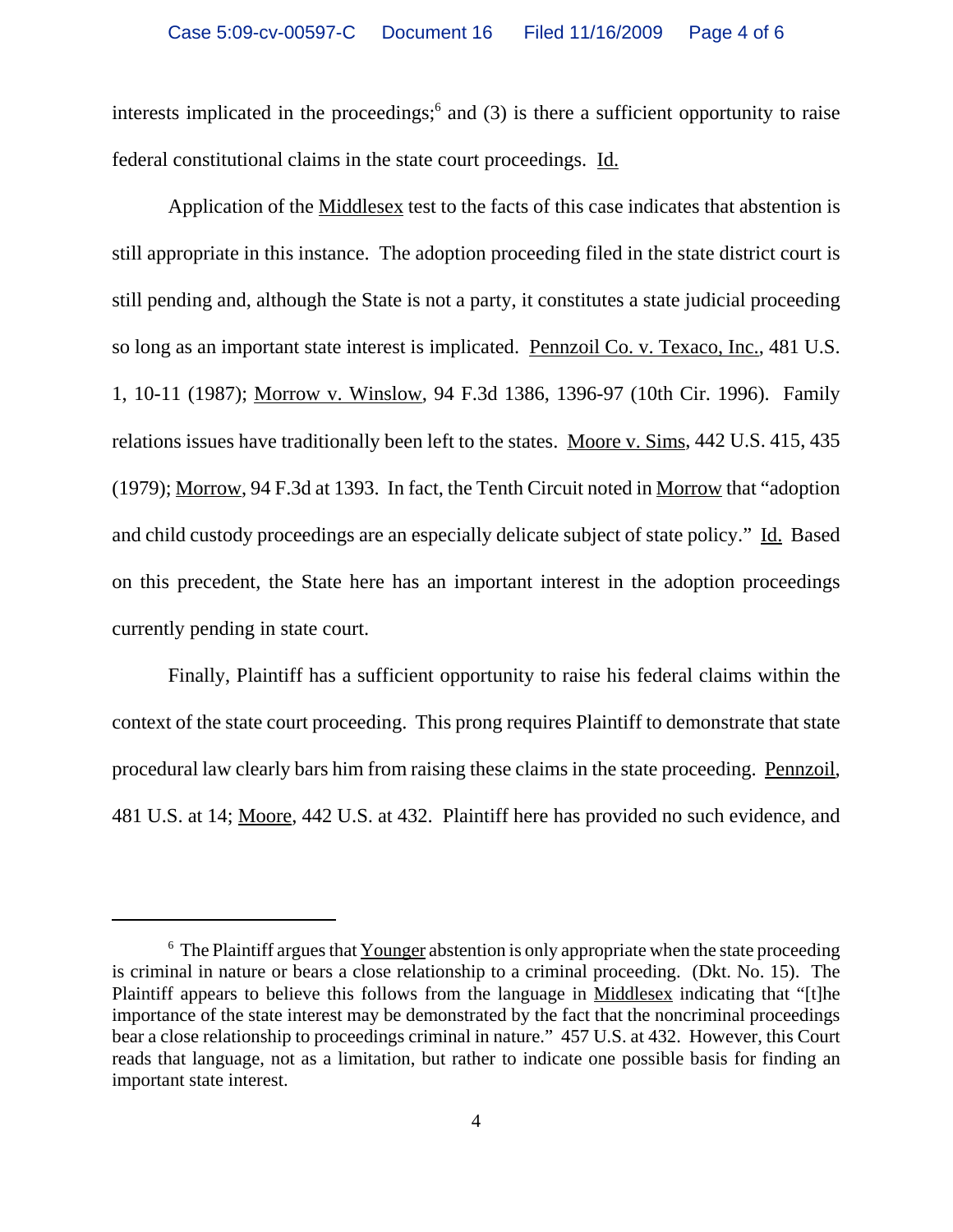interests implicated in the proceedings;[6] and (3) is there a sufficient opportunity to raise federal constitutional claims in the state court proceedings. Id.

Application of the Middlesex test to the facts of this case indicates that abstention is still appropriate in this instance. The adoption proceeding filed in the state district court is still pending and, although the State is not a party, it constitutes a state judicial proceeding so long as an important state interest is implicated. Pennzoil Co. v. Texaco, Inc., 481 U.S. 1, 10-11 (1987); Morrow v. Winslow, 94 F.3d 1386, 1396-97 (10th Cir. 1996). Family relations issues have traditionally been left to the states. Moore v. Sims, 442 U.S. 415, 435 (1979); Morrow, 94 F.3d at 1393. In fact, the Tenth Circuit noted in Morrow that "adoption and child custody proceedings are an especially delicate subject of state policy." Id. Based on this precedent, the State here has an important interest in the adoption proceedings currently pending in state court.

Finally, Plaintiff has a sufficient opportunity to raise his federal claims within the context of the state court proceeding. This prong requires Plaintiff to demonstrate that state procedural law clearly bars him from raising these claims in the state proceeding. Pennzoil, 481 U.S. at 14; Moore, 442 U.S. at 432. Plaintiff here has provided no such evidence, and

---

[6] The Plaintiff argues that Younger abstention is only appropriate when the state proceeding is criminal in nature or bears a close relationship to a criminal proceeding. (Dkt. No. 15). The Plaintiff appears to believe this follows from the language in Middlesex indicating that "[t]he importance of the state interest may be demonstrated by the fact that the noncriminal proceedings bear a close relationship to proceedings criminal in nature." 457 U.S. at 432. However, this Court reads that language, not as a limitation, but rather to indicate one possible basis for finding an important state interest.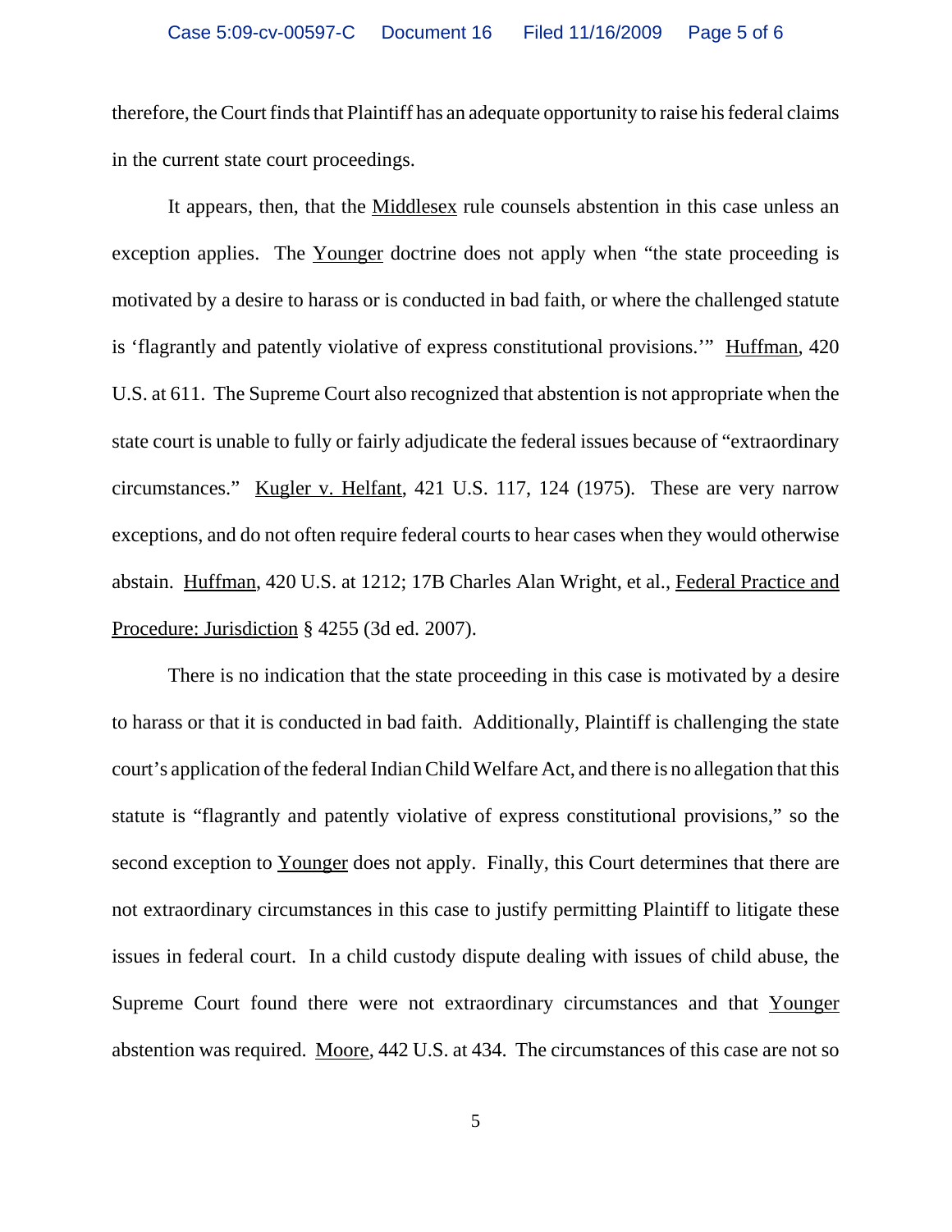therefore, the Court finds that Plaintiff has an adequate opportunity to raise his federal claims in the current state court proceedings.

It appears, then, that the Middlesex rule counsels abstention in this case unless an exception applies. The Younger doctrine does not apply when "the state proceeding is motivated by a desire to harass or is conducted in bad faith, or where the challenged statute is 'flagrantly and patently violative of express constitutional provisions.'" Huffman, 420 U.S. at 611. The Supreme Court also recognized that abstention is not appropriate when the state court is unable to fully or fairly adjudicate the federal issues because of "extraordinary circumstances." Kugler v. Helfant, 421 U.S. 117, 124 (1975). These are very narrow exceptions, and do not often require federal courts to hear cases when they would otherwise abstain. Huffman, 420 U.S. at 1212; 17B Charles Alan Wright, et al., Federal Practice and Procedure: Jurisdiction § 4255 (3d ed. 2007).

There is no indication that the state proceeding in this case is motivated by a desire to harass or that it is conducted in bad faith. Additionally, Plaintiff is challenging the state court's application of the federal Indian Child Welfare Act, and there is no allegation that this statute is "flagrantly and patently violative of express constitutional provisions," so the second exception to Younger does not apply. Finally, this Court determines that there are not extraordinary circumstances in this case to justify permitting Plaintiff to litigate these issues in federal court. In a child custody dispute dealing with issues of child abuse, the Supreme Court found there were not extraordinary circumstances and that Younger abstention was required. Moore, 442 U.S. at 434. The circumstances of this case are not so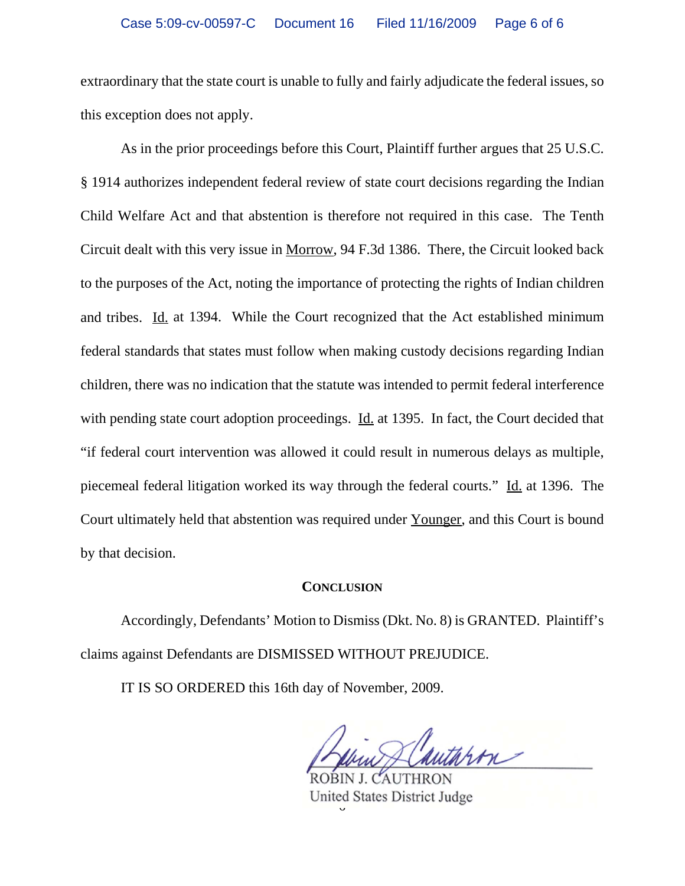extraordinary that the state court is unable to fully and fairly adjudicate the federal issues, so this exception does not apply.

As in the prior proceedings before this Court, Plaintiff further argues that 25 U.S.C. § 1914 authorizes independent federal review of state court decisions regarding the Indian Child Welfare Act and that abstention is therefore not required in this case. The Tenth Circuit dealt with this very issue in Morrow, 94 F.3d 1386. There, the Circuit looked back to the purposes of the Act, noting the importance of protecting the rights of Indian children and tribes. Id. at 1394. While the Court recognized that the Act established minimum federal standards that states must follow when making custody decisions regarding Indian children, there was no indication that the statute was intended to permit federal interference with pending state court adoption proceedings. Id. at 1395. In fact, the Court decided that "if federal court intervention was allowed it could result in numerous delays as multiple, piecemeal federal litigation worked its way through the federal courts." Id. at 1396. The Court ultimately held that abstention was required under Younger, and this Court is bound by that decision.

## CONCLUSION

Accordingly, Defendants' Motion to Dismiss (Dkt. No. 8) is GRANTED. Plaintiff's claims against Defendants are DISMISSED WITHOUT PREJUDICE.

IT IS SO ORDERED this 16th day of November, 2009.

ROBIN J. CAUTHRON
United States District Judge